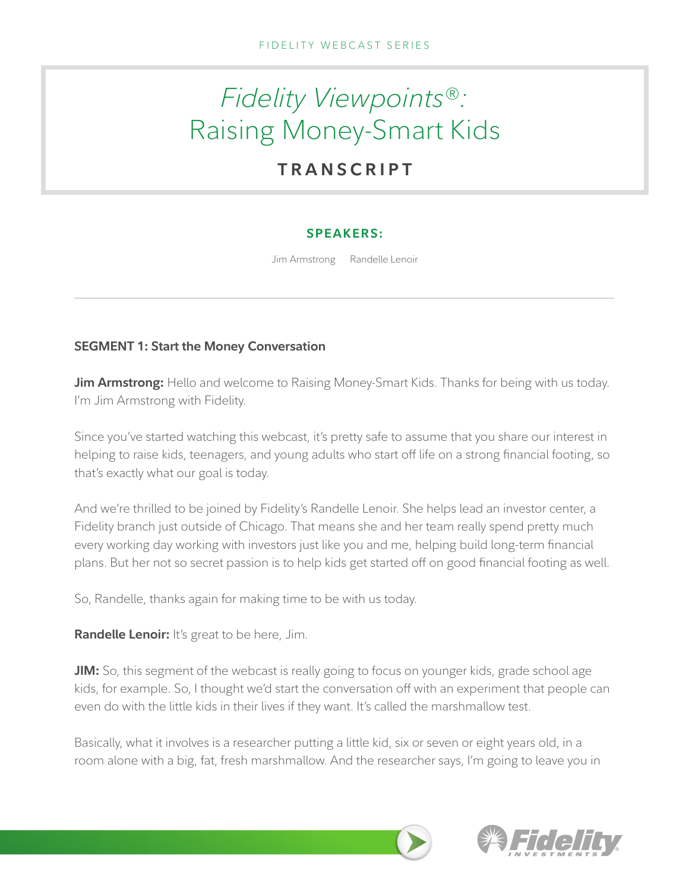FIDELITY WEBCAST SERIES

# *Fidelity Viewpoints®:* Raising Money-Smart Kids

## TRANSCRIPT

**SPEAKERS:**

Jim Armstrong Randelle Lenoir

---

### SEGMENT 1: Start the Money Conversation

**Jim Armstrong:** Hello and welcome to Raising Money-Smart Kids. Thanks for being with us today. I'm Jim Armstrong with Fidelity.

Since you've started watching this webcast, it's pretty safe to assume that you share our interest in helping to raise kids, teenagers, and young adults who start off life on a strong financial footing, so that's exactly what our goal is today.

And we're thrilled to be joined by Fidelity's Randelle Lenoir. She helps lead an investor center, a Fidelity branch just outside of Chicago. That means she and her team really spend pretty much every working day working with investors just like you and me, helping build long-term financial plans. But her not so secret passion is to help kids get started off on good financial footing as well.

So, Randelle, thanks again for making time to be with us today.

**Randelle Lenoir:** It's great to be here, Jim.

**JIM:** So, this segment of the webcast is really going to focus on younger kids, grade school age kids, for example. So, I thought we'd start the conversation off with an experiment that people can even do with the little kids in their lives if they want. It's called the marshmallow test.

Basically, what it involves is a researcher putting a little kid, six or seven or eight years old, in a room alone with a big, fat, fresh marshmallow. And the researcher says, I'm going to leave you in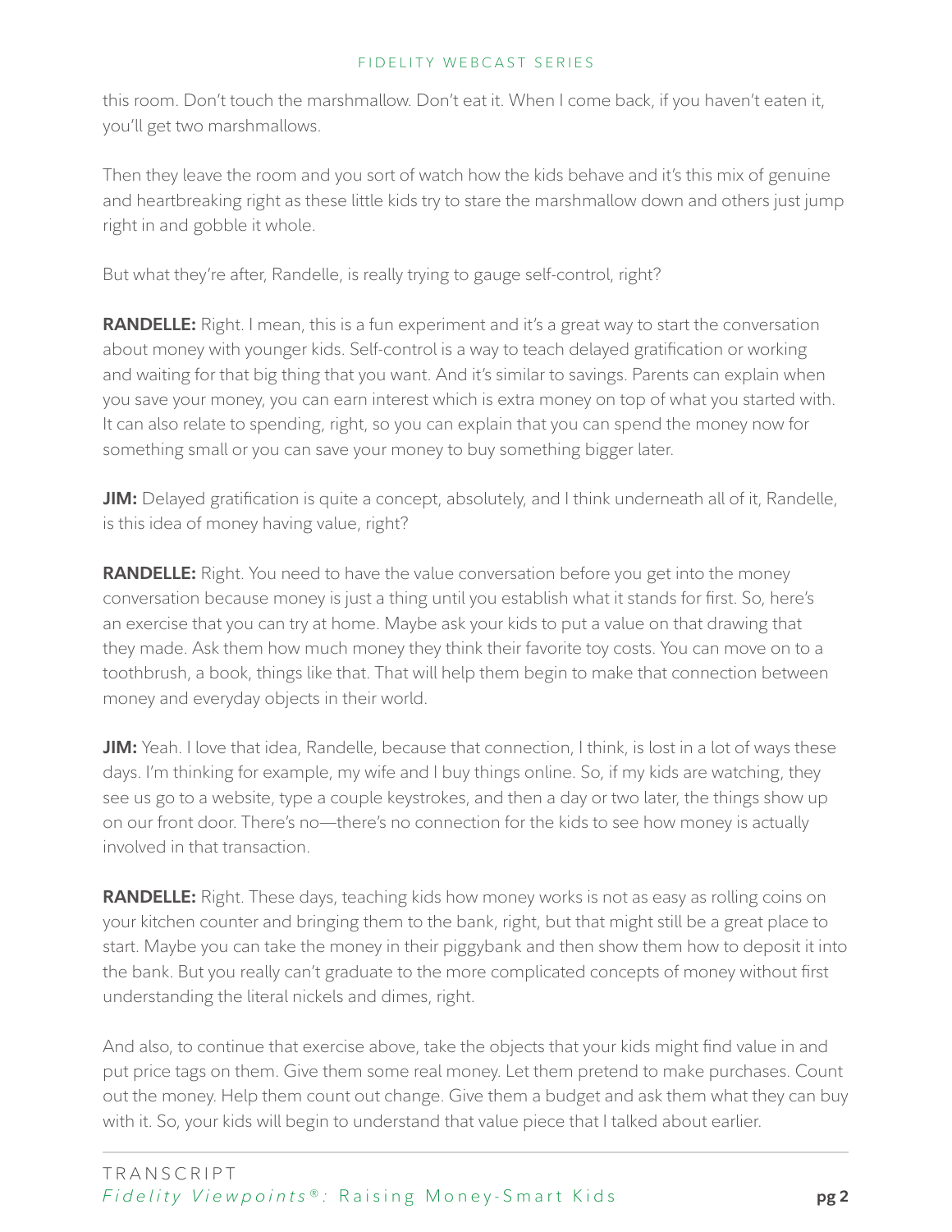this room. Don't touch the marshmallow. Don't eat it. When I come back, if you haven't eaten it, you'll get two marshmallows.

Then they leave the room and you sort of watch how the kids behave and it's this mix of genuine and heartbreaking right as these little kids try to stare the marshmallow down and others just jump right in and gobble it whole.

But what they're after, Randelle, is really trying to gauge self-control, right?

**RANDELLE:** Right. I mean, this is a fun experiment and it's a great way to start the conversation about money with younger kids. Self-control is a way to teach delayed gratification or working and waiting for that big thing that you want. And it's similar to savings. Parents can explain when you save your money, you can earn interest which is extra money on top of what you started with. It can also relate to spending, right, so you can explain that you can spend the money now for something small or you can save your money to buy something bigger later.

**JIM:** Delayed gratification is quite a concept, absolutely, and I think underneath all of it, Randelle, is this idea of money having value, right?

**RANDELLE:** Right. You need to have the value conversation before you get into the money conversation because money is just a thing until you establish what it stands for first. So, here's an exercise that you can try at home. Maybe ask your kids to put a value on that drawing that they made. Ask them how much money they think their favorite toy costs. You can move on to a toothbrush, a book, things like that. That will help them begin to make that connection between money and everyday objects in their world.

**JIM:** Yeah. I love that idea, Randelle, because that connection, I think, is lost in a lot of ways these days. I'm thinking for example, my wife and I buy things online. So, if my kids are watching, they see us go to a website, type a couple keystrokes, and then a day or two later, the things show up on our front door. There's no—there's no connection for the kids to see how money is actually involved in that transaction.

**RANDELLE:** Right. These days, teaching kids how money works is not as easy as rolling coins on your kitchen counter and bringing them to the bank, right, but that might still be a great place to start. Maybe you can take the money in their piggybank and then show them how to deposit it into the bank. But you really can't graduate to the more complicated concepts of money without first understanding the literal nickels and dimes, right.

And also, to continue that exercise above, take the objects that your kids might find value in and put price tags on them. Give them some real money. Let them pretend to make purchases. Count out the money. Help them count out change. Give them a budget and ask them what they can buy with it. So, your kids will begin to understand that value piece that I talked about earlier.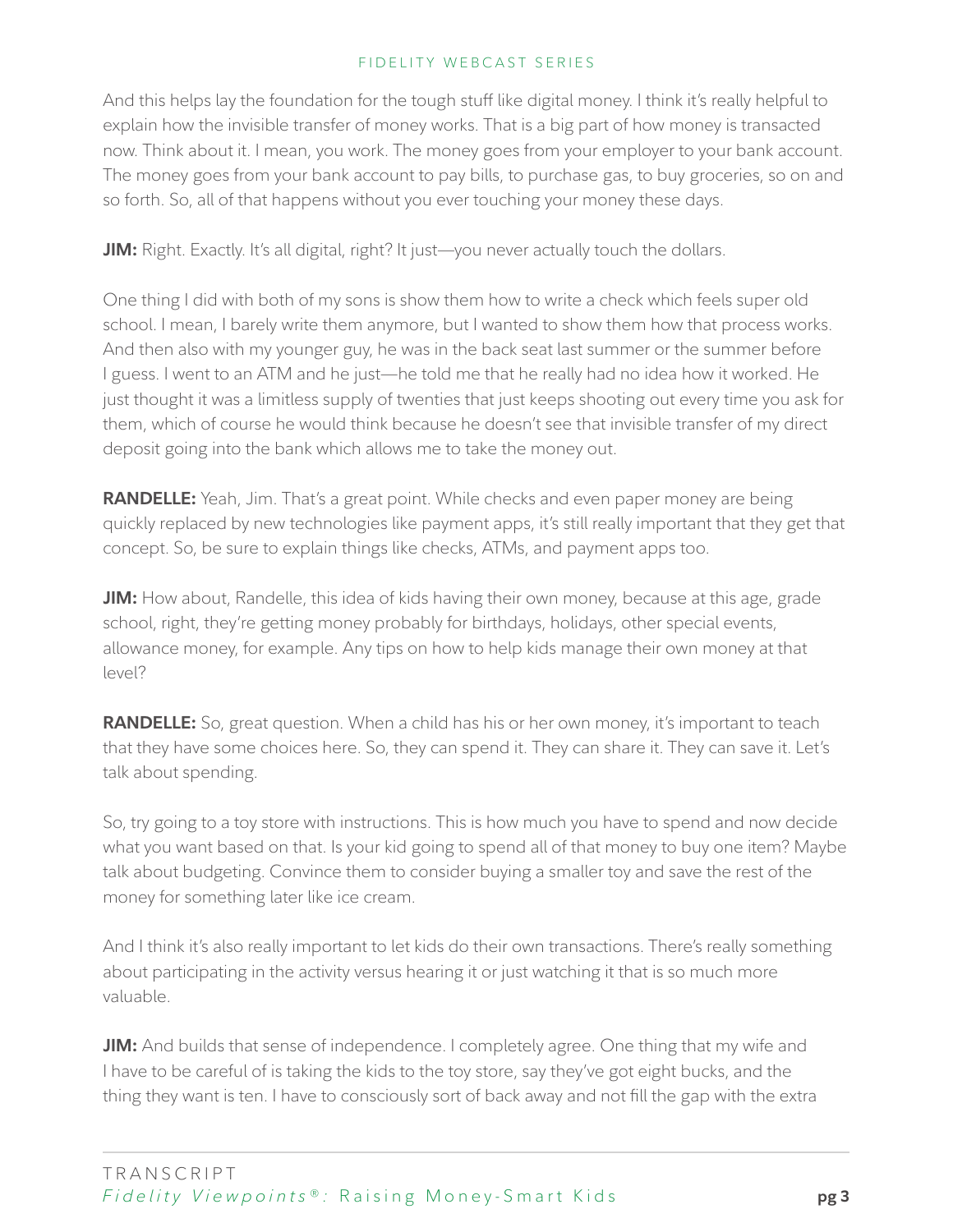And this helps lay the foundation for the tough stuff like digital money. I think it's really helpful to explain how the invisible transfer of money works. That is a big part of how money is transacted now. Think about it. I mean, you work. The money goes from your employer to your bank account. The money goes from your bank account to pay bills, to purchase gas, to buy groceries, so on and so forth. So, all of that happens without you ever touching your money these days.

**JIM:** Right. Exactly. It's all digital, right? It just—you never actually touch the dollars.

One thing I did with both of my sons is show them how to write a check which feels super old school. I mean, I barely write them anymore, but I wanted to show them how that process works. And then also with my younger guy, he was in the back seat last summer or the summer before I guess. I went to an ATM and he just—he told me that he really had no idea how it worked. He just thought it was a limitless supply of twenties that just keeps shooting out every time you ask for them, which of course he would think because he doesn't see that invisible transfer of my direct deposit going into the bank which allows me to take the money out.

**RANDELLE:** Yeah, Jim. That's a great point. While checks and even paper money are being quickly replaced by new technologies like payment apps, it's still really important that they get that concept. So, be sure to explain things like checks, ATMs, and payment apps too.

**JIM:** How about, Randelle, this idea of kids having their own money, because at this age, grade school, right, they're getting money probably for birthdays, holidays, other special events, allowance money, for example. Any tips on how to help kids manage their own money at that level?

**RANDELLE:** So, great question. When a child has his or her own money, it's important to teach that they have some choices here. So, they can spend it. They can share it. They can save it. Let's talk about spending.

So, try going to a toy store with instructions. This is how much you have to spend and now decide what you want based on that. Is your kid going to spend all of that money to buy one item? Maybe talk about budgeting. Convince them to consider buying a smaller toy and save the rest of the money for something later like ice cream.

And I think it's also really important to let kids do their own transactions. There's really something about participating in the activity versus hearing it or just watching it that is so much more valuable.

**JIM:** And builds that sense of independence. I completely agree. One thing that my wife and I have to be careful of is taking the kids to the toy store, say they've got eight bucks, and the thing they want is ten. I have to consciously sort of back away and not fill the gap with the extra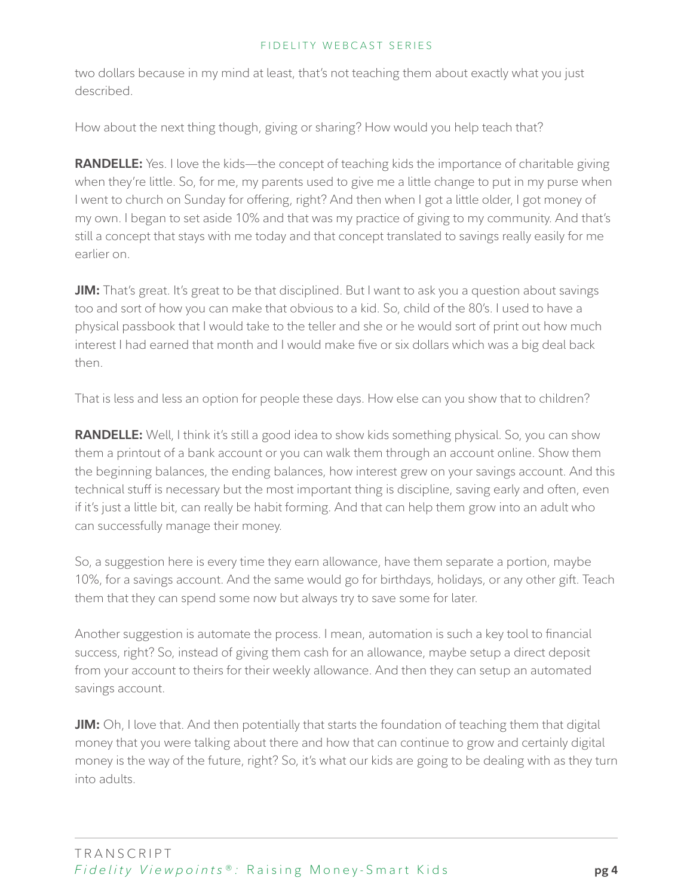two dollars because in my mind at least, that's not teaching them about exactly what you just described.

How about the next thing though, giving or sharing? How would you help teach that?

**RANDELLE:** Yes. I love the kids—the concept of teaching kids the importance of charitable giving when they're little. So, for me, my parents used to give me a little change to put in my purse when I went to church on Sunday for offering, right? And then when I got a little older, I got money of my own. I began to set aside 10% and that was my practice of giving to my community. And that's still a concept that stays with me today and that concept translated to savings really easily for me earlier on.

**JIM:** That's great. It's great to be that disciplined. But I want to ask you a question about savings too and sort of how you can make that obvious to a kid. So, child of the 80's. I used to have a physical passbook that I would take to the teller and she or he would sort of print out how much interest I had earned that month and I would make five or six dollars which was a big deal back then.

That is less and less an option for people these days. How else can you show that to children?

**RANDELLE:** Well, I think it's still a good idea to show kids something physical. So, you can show them a printout of a bank account or you can walk them through an account online. Show them the beginning balances, the ending balances, how interest grew on your savings account. And this technical stuff is necessary but the most important thing is discipline, saving early and often, even if it's just a little bit, can really be habit forming. And that can help them grow into an adult who can successfully manage their money.

So, a suggestion here is every time they earn allowance, have them separate a portion, maybe 10%, for a savings account. And the same would go for birthdays, holidays, or any other gift. Teach them that they can spend some now but always try to save some for later.

Another suggestion is automate the process. I mean, automation is such a key tool to financial success, right? So, instead of giving them cash for an allowance, maybe setup a direct deposit from your account to theirs for their weekly allowance. And then they can setup an automated savings account.

**JIM:** Oh, I love that. And then potentially that starts the foundation of teaching them that digital money that you were talking about there and how that can continue to grow and certainly digital money is the way of the future, right? So, it's what our kids are going to be dealing with as they turn into adults.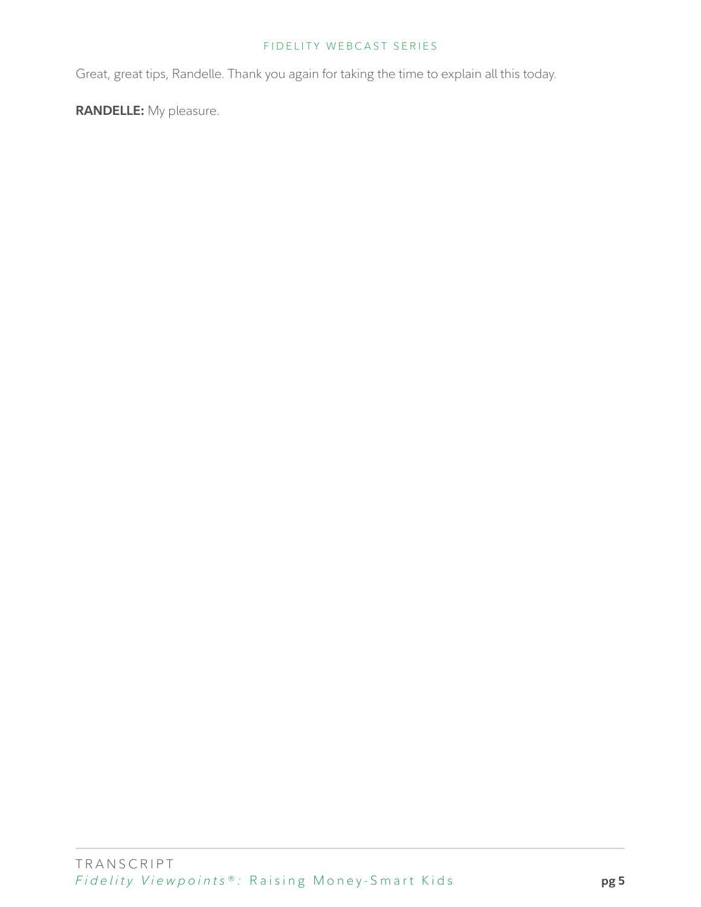Great, great tips, Randelle. Thank you again for taking the time to explain all this today.

**RANDELLE:** My pleasure.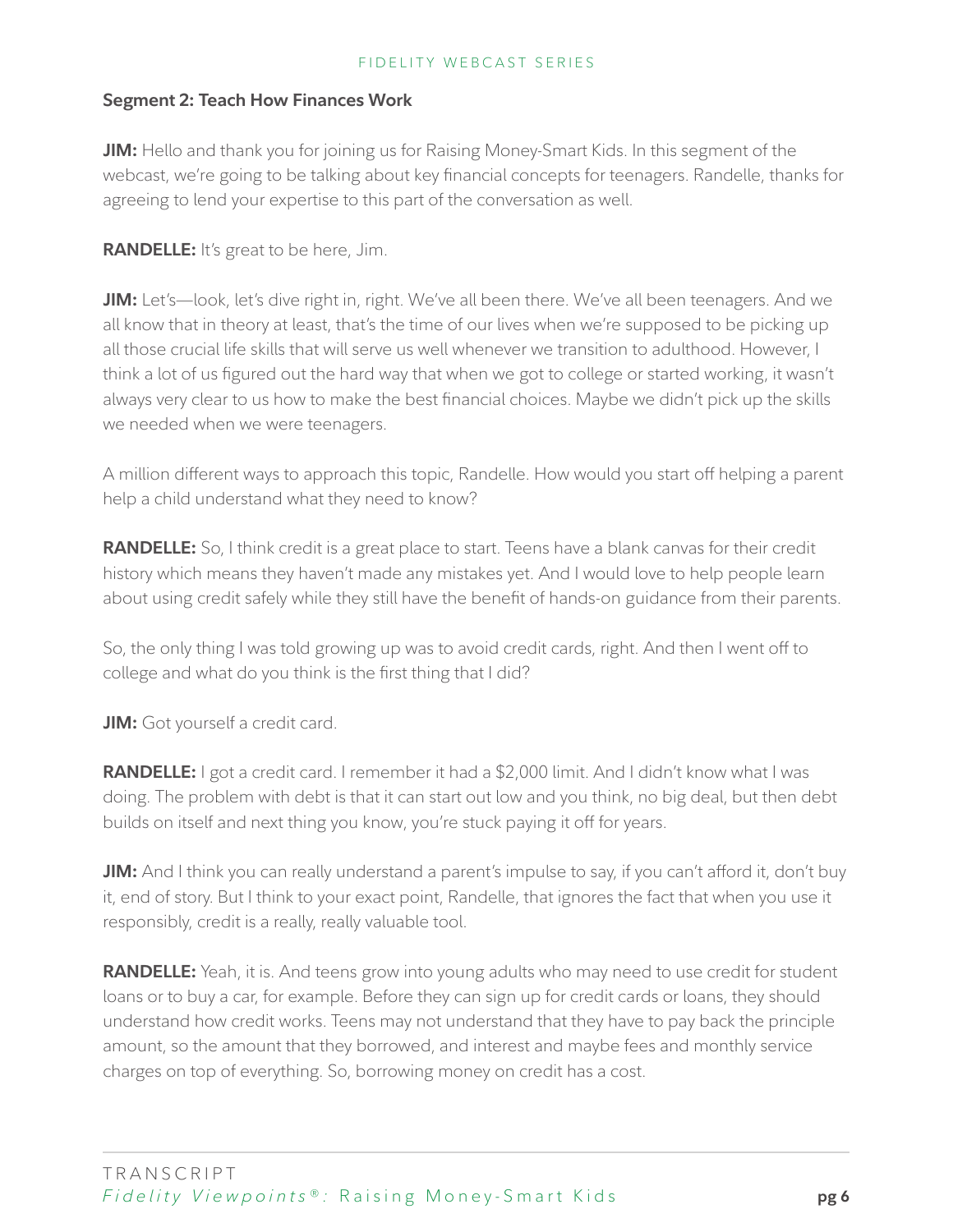### Segment 2: Teach How Finances Work

**JIM:** Hello and thank you for joining us for Raising Money-Smart Kids. In this segment of the webcast, we're going to be talking about key financial concepts for teenagers. Randelle, thanks for agreeing to lend your expertise to this part of the conversation as well.

**RANDELLE:** It's great to be here, Jim.

**JIM:** Let's—look, let's dive right in, right. We've all been there. We've all been teenagers. And we all know that in theory at least, that's the time of our lives when we're supposed to be picking up all those crucial life skills that will serve us well whenever we transition to adulthood. However, I think a lot of us figured out the hard way that when we got to college or started working, it wasn't always very clear to us how to make the best financial choices. Maybe we didn't pick up the skills we needed when we were teenagers.

A million different ways to approach this topic, Randelle. How would you start off helping a parent help a child understand what they need to know?

**RANDELLE:** So, I think credit is a great place to start. Teens have a blank canvas for their credit history which means they haven't made any mistakes yet. And I would love to help people learn about using credit safely while they still have the benefit of hands-on guidance from their parents.

So, the only thing I was told growing up was to avoid credit cards, right. And then I went off to college and what do you think is the first thing that I did?

**JIM:** Got yourself a credit card.

**RANDELLE:** I got a credit card. I remember it had a $2,000 limit. And I didn't know what I was doing. The problem with debt is that it can start out low and you think, no big deal, but then debt builds on itself and next thing you know, you're stuck paying it off for years.

**JIM:** And I think you can really understand a parent's impulse to say, if you can't afford it, don't buy it, end of story. But I think to your exact point, Randelle, that ignores the fact that when you use it responsibly, credit is a really, really valuable tool.

**RANDELLE:** Yeah, it is. And teens grow into young adults who may need to use credit for student loans or to buy a car, for example. Before they can sign up for credit cards or loans, they should understand how credit works. Teens may not understand that they have to pay back the principle amount, so the amount that they borrowed, and interest and maybe fees and monthly service charges on top of everything. So, borrowing money on credit has a cost.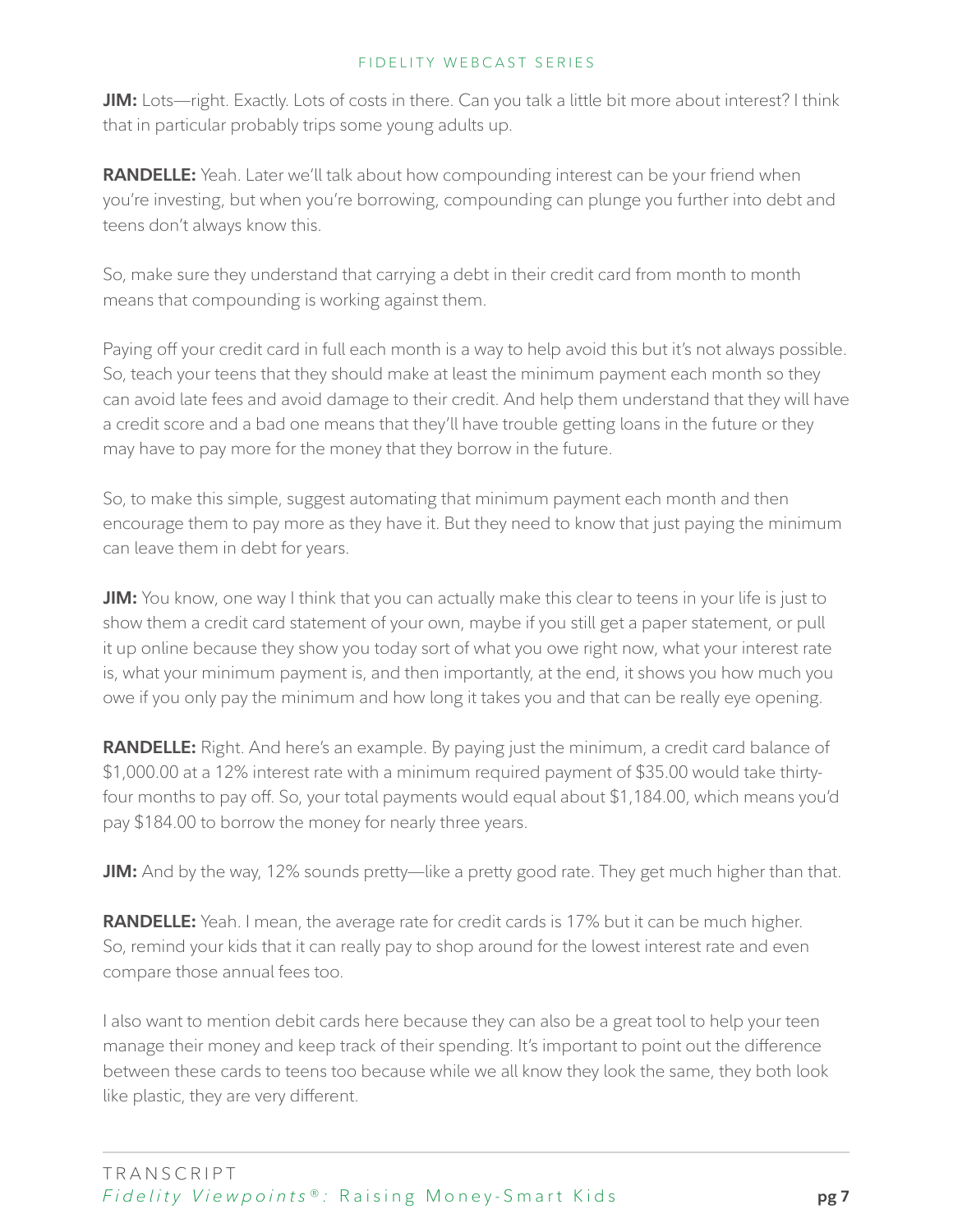**JIM:** Lots—right. Exactly. Lots of costs in there. Can you talk a little bit more about interest? I think that in particular probably trips some young adults up.

**RANDELLE:** Yeah. Later we'll talk about how compounding interest can be your friend when you're investing, but when you're borrowing, compounding can plunge you further into debt and teens don't always know this.

So, make sure they understand that carrying a debt in their credit card from month to month means that compounding is working against them.

Paying off your credit card in full each month is a way to help avoid this but it's not always possible. So, teach your teens that they should make at least the minimum payment each month so they can avoid late fees and avoid damage to their credit. And help them understand that they will have a credit score and a bad one means that they'll have trouble getting loans in the future or they may have to pay more for the money that they borrow in the future.

So, to make this simple, suggest automating that minimum payment each month and then encourage them to pay more as they have it. But they need to know that just paying the minimum can leave them in debt for years.

**JIM:** You know, one way I think that you can actually make this clear to teens in your life is just to show them a credit card statement of your own, maybe if you still get a paper statement, or pull it up online because they show you today sort of what you owe right now, what your interest rate is, what your minimum payment is, and then importantly, at the end, it shows you how much you owe if you only pay the minimum and how long it takes you and that can be really eye opening.

**RANDELLE:** Right. And here's an example. By paying just the minimum, a credit card balance of $1,000.00 at a 12% interest rate with a minimum required payment of $35.00 would take thirty-four months to pay off. So, your total payments would equal about $1,184.00, which means you'd pay $184.00 to borrow the money for nearly three years.

**JIM:** And by the way, 12% sounds pretty—like a pretty good rate. They get much higher than that.

**RANDELLE:** Yeah. I mean, the average rate for credit cards is 17% but it can be much higher. So, remind your kids that it can really pay to shop around for the lowest interest rate and even compare those annual fees too.

I also want to mention debit cards here because they can also be a great tool to help your teen manage their money and keep track of their spending. It's important to point out the difference between these cards to teens too because while we all know they look the same, they both look like plastic, they are very different.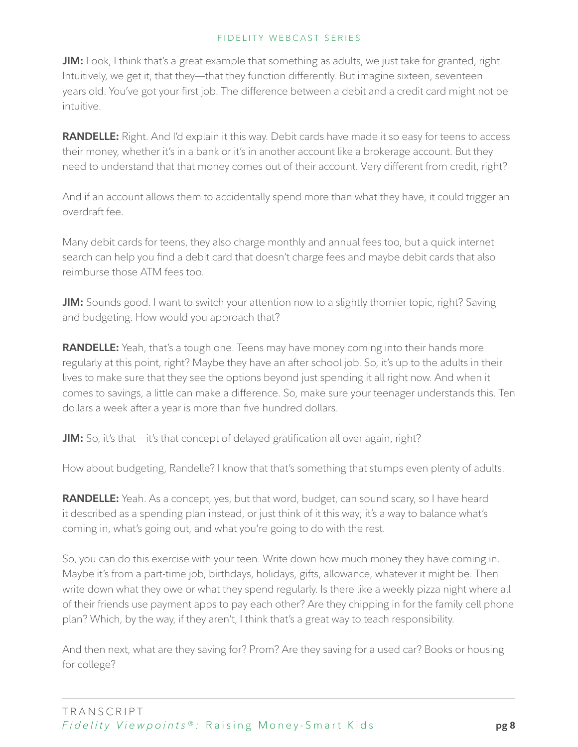**JIM:** Look, I think that's a great example that something as adults, we just take for granted, right. Intuitively, we get it, that they—that they function differently. But imagine sixteen, seventeen years old. You've got your first job. The difference between a debit and a credit card might not be intuitive.

**RANDELLE:** Right. And I'd explain it this way. Debit cards have made it so easy for teens to access their money, whether it's in a bank or it's in another account like a brokerage account. But they need to understand that that money comes out of their account. Very different from credit, right?

And if an account allows them to accidentally spend more than what they have, it could trigger an overdraft fee.

Many debit cards for teens, they also charge monthly and annual fees too, but a quick internet search can help you find a debit card that doesn't charge fees and maybe debit cards that also reimburse those ATM fees too.

**JIM:** Sounds good. I want to switch your attention now to a slightly thornier topic, right? Saving and budgeting. How would you approach that?

**RANDELLE:** Yeah, that's a tough one. Teens may have money coming into their hands more regularly at this point, right? Maybe they have an after school job. So, it's up to the adults in their lives to make sure that they see the options beyond just spending it all right now. And when it comes to savings, a little can make a difference. So, make sure your teenager understands this. Ten dollars a week after a year is more than five hundred dollars.

**JIM:** So, it's that—it's that concept of delayed gratification all over again, right?

How about budgeting, Randelle? I know that that's something that stumps even plenty of adults.

**RANDELLE:** Yeah. As a concept, yes, but that word, budget, can sound scary, so I have heard it described as a spending plan instead, or just think of it this way; it's a way to balance what's coming in, what's going out, and what you're going to do with the rest.

So, you can do this exercise with your teen. Write down how much money they have coming in. Maybe it's from a part-time job, birthdays, holidays, gifts, allowance, whatever it might be. Then write down what they owe or what they spend regularly. Is there like a weekly pizza night where all of their friends use payment apps to pay each other? Are they chipping in for the family cell phone plan? Which, by the way, if they aren't, I think that's a great way to teach responsibility.

And then next, what are they saving for? Prom? Are they saving for a used car? Books or housing for college?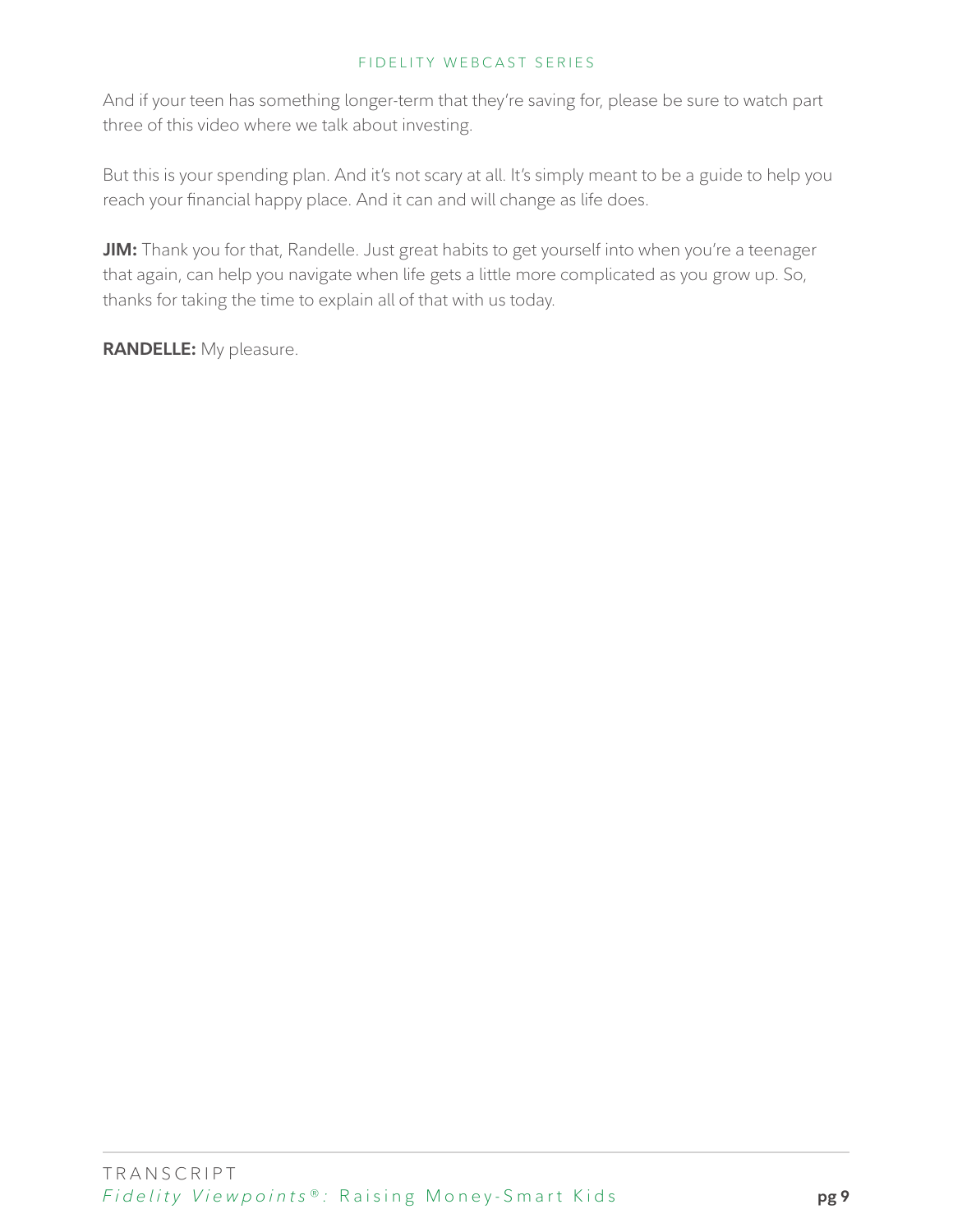And if your teen has something longer-term that they're saving for, please be sure to watch part three of this video where we talk about investing.

But this is your spending plan. And it's not scary at all. It's simply meant to be a guide to help you reach your financial happy place. And it can and will change as life does.

**JIM:** Thank you for that, Randelle. Just great habits to get yourself into when you're a teenager that again, can help you navigate when life gets a little more complicated as you grow up. So, thanks for taking the time to explain all of that with us today.

**RANDELLE:** My pleasure.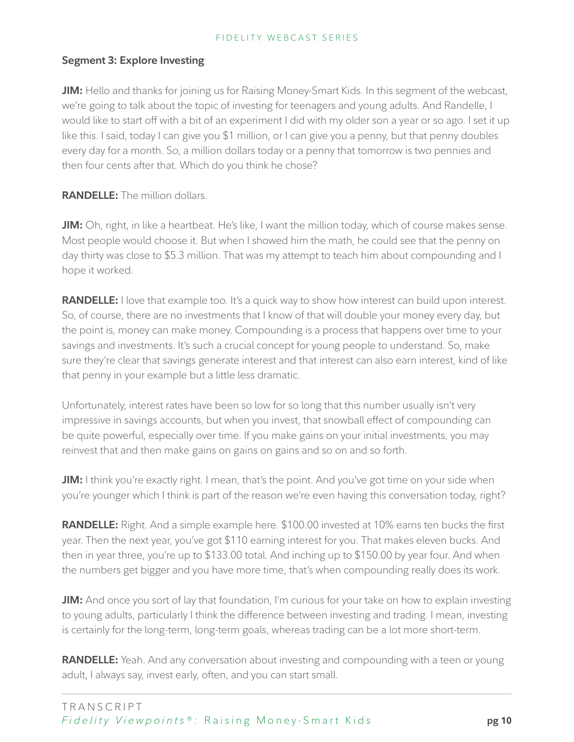### Segment 3: Explore Investing

**JIM:** Hello and thanks for joining us for Raising Money-Smart Kids. In this segment of the webcast, we're going to talk about the topic of investing for teenagers and young adults. And Randelle, I would like to start off with a bit of an experiment I did with my older son a year or so ago. I set it up like this. I said, today I can give you $1 million, or I can give you a penny, but that penny doubles every day for a month. So, a million dollars today or a penny that tomorrow is two pennies and then four cents after that. Which do you think he chose?

**RANDELLE:** The million dollars.

**JIM:** Oh, right, in like a heartbeat. He's like, I want the million today, which of course makes sense. Most people would choose it. But when I showed him the math, he could see that the penny on day thirty was close to $5.3 million. That was my attempt to teach him about compounding and I hope it worked.

**RANDELLE:** I love that example too. It's a quick way to show how interest can build upon interest. So, of course, there are no investments that I know of that will double your money every day, but the point is, money can make money. Compounding is a process that happens over time to your savings and investments. It's such a crucial concept for young people to understand. So, make sure they're clear that savings generate interest and that interest can also earn interest, kind of like that penny in your example but a little less dramatic.

Unfortunately, interest rates have been so low for so long that this number usually isn't very impressive in savings accounts, but when you invest, that snowball effect of compounding can be quite powerful, especially over time. If you make gains on your initial investments, you may reinvest that and then make gains on gains on gains and so on and so forth.

**JIM:** I think you're exactly right. I mean, that's the point. And you've got time on your side when you're younger which I think is part of the reason we're even having this conversation today, right?

**RANDELLE:** Right. And a simple example here. $100.00 invested at 10% earns ten bucks the first year. Then the next year, you've got $110 earning interest for you. That makes eleven bucks. And then in year three, you're up to $133.00 total. And inching up to $150.00 by year four. And when the numbers get bigger and you have more time, that's when compounding really does its work.

**JIM:** And once you sort of lay that foundation, I'm curious for your take on how to explain investing to young adults, particularly I think the difference between investing and trading. I mean, investing is certainly for the long-term, long-term goals, whereas trading can be a lot more short-term.

**RANDELLE:** Yeah. And any conversation about investing and compounding with a teen or young adult, I always say, invest early, often, and you can start small.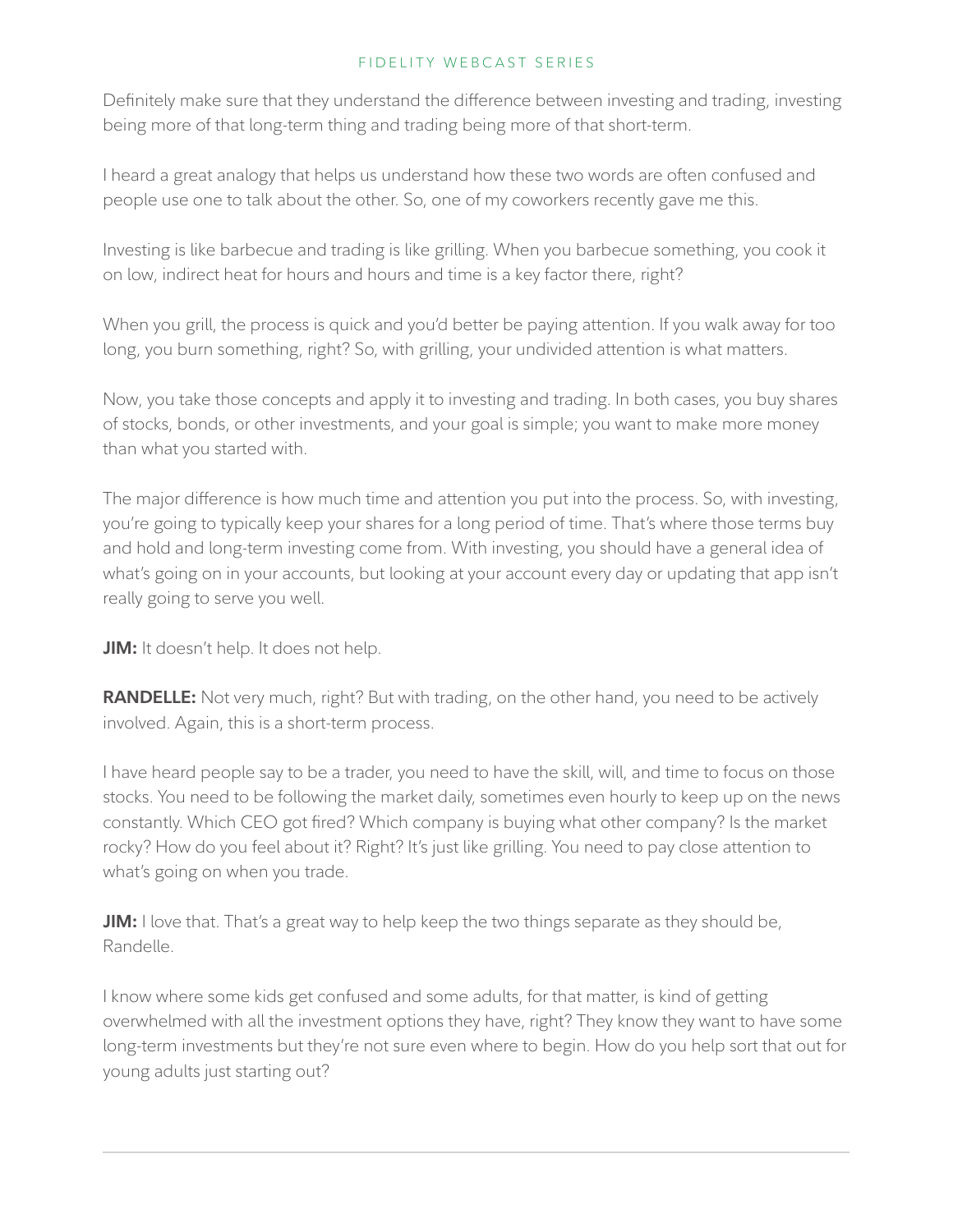Definitely make sure that they understand the difference between investing and trading, investing being more of that long-term thing and trading being more of that short-term.

I heard a great analogy that helps us understand how these two words are often confused and people use one to talk about the other. So, one of my coworkers recently gave me this.

Investing is like barbecue and trading is like grilling. When you barbecue something, you cook it on low, indirect heat for hours and hours and time is a key factor there, right?

When you grill, the process is quick and you'd better be paying attention. If you walk away for too long, you burn something, right? So, with grilling, your undivided attention is what matters.

Now, you take those concepts and apply it to investing and trading. In both cases, you buy shares of stocks, bonds, or other investments, and your goal is simple; you want to make more money than what you started with.

The major difference is how much time and attention you put into the process. So, with investing, you're going to typically keep your shares for a long period of time. That's where those terms buy and hold and long-term investing come from. With investing, you should have a general idea of what's going on in your accounts, but looking at your account every day or updating that app isn't really going to serve you well.

**JIM:** It doesn't help. It does not help.

**RANDELLE:** Not very much, right? But with trading, on the other hand, you need to be actively involved. Again, this is a short-term process.

I have heard people say to be a trader, you need to have the skill, will, and time to focus on those stocks. You need to be following the market daily, sometimes even hourly to keep up on the news constantly. Which CEO got fired? Which company is buying what other company? Is the market rocky? How do you feel about it? Right? It's just like grilling. You need to pay close attention to what's going on when you trade.

**JIM:** I love that. That's a great way to help keep the two things separate as they should be, Randelle.

I know where some kids get confused and some adults, for that matter, is kind of getting overwhelmed with all the investment options they have, right? They know they want to have some long-term investments but they're not sure even where to begin. How do you help sort that out for young adults just starting out?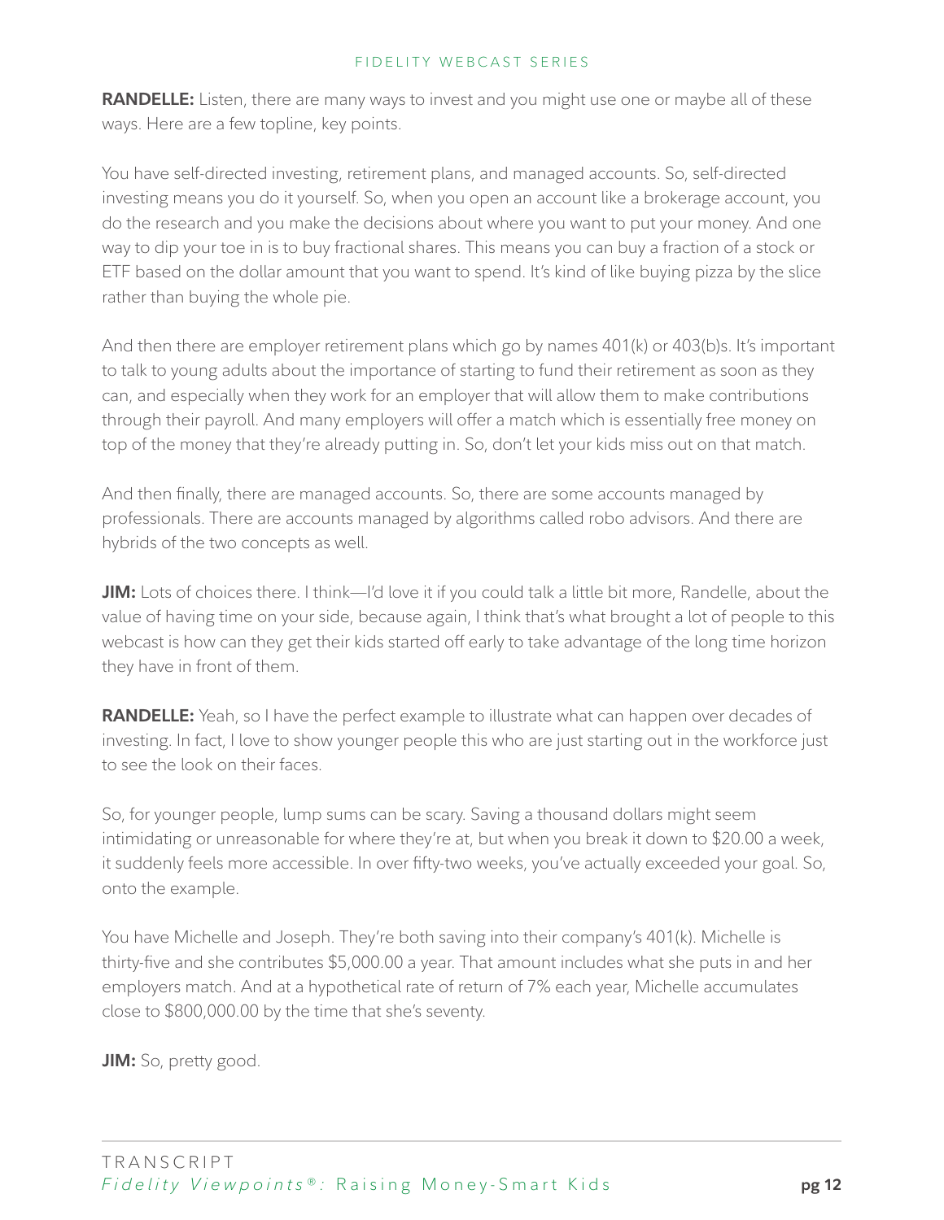**RANDELLE:** Listen, there are many ways to invest and you might use one or maybe all of these ways. Here are a few topline, key points.

You have self-directed investing, retirement plans, and managed accounts. So, self-directed investing means you do it yourself. So, when you open an account like a brokerage account, you do the research and you make the decisions about where you want to put your money. And one way to dip your toe in is to buy fractional shares. This means you can buy a fraction of a stock or ETF based on the dollar amount that you want to spend. It's kind of like buying pizza by the slice rather than buying the whole pie.

And then there are employer retirement plans which go by names 401(k) or 403(b)s. It's important to talk to young adults about the importance of starting to fund their retirement as soon as they can, and especially when they work for an employer that will allow them to make contributions through their payroll. And many employers will offer a match which is essentially free money on top of the money that they're already putting in. So, don't let your kids miss out on that match.

And then finally, there are managed accounts. So, there are some accounts managed by professionals. There are accounts managed by algorithms called robo advisors. And there are hybrids of the two concepts as well.

**JIM:** Lots of choices there. I think—I'd love it if you could talk a little bit more, Randelle, about the value of having time on your side, because again, I think that's what brought a lot of people to this webcast is how can they get their kids started off early to take advantage of the long time horizon they have in front of them.

**RANDELLE:** Yeah, so I have the perfect example to illustrate what can happen over decades of investing. In fact, I love to show younger people this who are just starting out in the workforce just to see the look on their faces.

So, for younger people, lump sums can be scary. Saving a thousand dollars might seem intimidating or unreasonable for where they're at, but when you break it down to $20.00 a week, it suddenly feels more accessible. In over fifty-two weeks, you've actually exceeded your goal. So, onto the example.

You have Michelle and Joseph. They're both saving into their company's 401(k). Michelle is thirty-five and she contributes $5,000.00 a year. That amount includes what she puts in and her employers match. And at a hypothetical rate of return of 7% each year, Michelle accumulates close to $800,000.00 by the time that she's seventy.

**JIM:** So, pretty good.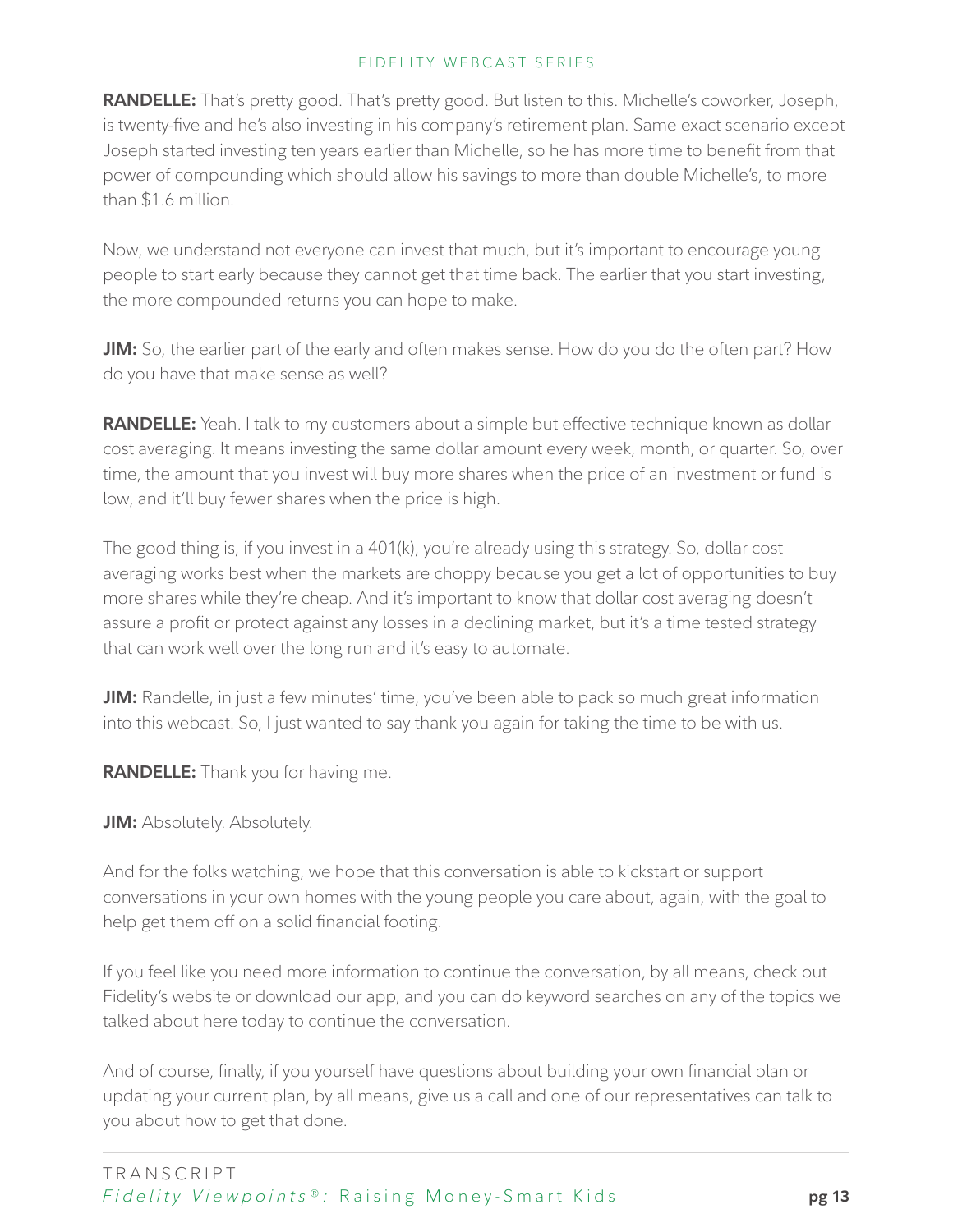**RANDELLE:** That's pretty good. That's pretty good. But listen to this. Michelle's coworker, Joseph, is twenty-five and he's also investing in his company's retirement plan. Same exact scenario except Joseph started investing ten years earlier than Michelle, so he has more time to benefit from that power of compounding which should allow his savings to more than double Michelle's, to more than $1.6 million.

Now, we understand not everyone can invest that much, but it's important to encourage young people to start early because they cannot get that time back. The earlier that you start investing, the more compounded returns you can hope to make.

**JIM:** So, the earlier part of the early and often makes sense. How do you do the often part? How do you have that make sense as well?

**RANDELLE:** Yeah. I talk to my customers about a simple but effective technique known as dollar cost averaging. It means investing the same dollar amount every week, month, or quarter. So, over time, the amount that you invest will buy more shares when the price of an investment or fund is low, and it'll buy fewer shares when the price is high.

The good thing is, if you invest in a 401(k), you're already using this strategy. So, dollar cost averaging works best when the markets are choppy because you get a lot of opportunities to buy more shares while they're cheap. And it's important to know that dollar cost averaging doesn't assure a profit or protect against any losses in a declining market, but it's a time tested strategy that can work well over the long run and it's easy to automate.

**JIM:** Randelle, in just a few minutes' time, you've been able to pack so much great information into this webcast. So, I just wanted to say thank you again for taking the time to be with us.

**RANDELLE:** Thank you for having me.

**JIM:** Absolutely. Absolutely.

And for the folks watching, we hope that this conversation is able to kickstart or support conversations in your own homes with the young people you care about, again, with the goal to help get them off on a solid financial footing.

If you feel like you need more information to continue the conversation, by all means, check out Fidelity's website or download our app, and you can do keyword searches on any of the topics we talked about here today to continue the conversation.

And of course, finally, if you yourself have questions about building your own financial plan or updating your current plan, by all means, give us a call and one of our representatives can talk to you about how to get that done.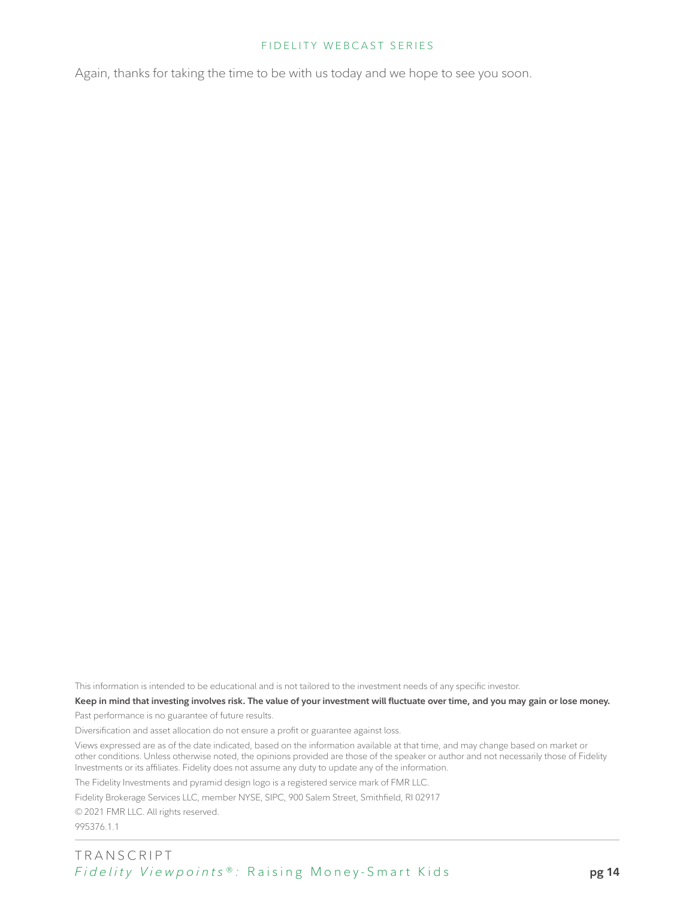Again, thanks for taking the time to be with us today and we hope to see you soon.

This information is intended to be educational and is not tailored to the investment needs of any specific investor.

**Keep in mind that investing involves risk. The value of your investment will fluctuate over time, and you may gain or lose money.**

Past performance is no guarantee of future results.

Diversification and asset allocation do not ensure a profit or guarantee against loss.

Views expressed are as of the date indicated, based on the information available at that time, and may change based on market or other conditions. Unless otherwise noted, the opinions provided are those of the speaker or author and not necessarily those of Fidelity Investments or its affiliates. Fidelity does not assume any duty to update any of the information.

The Fidelity Investments and pyramid design logo is a registered service mark of FMR LLC.

Fidelity Brokerage Services LLC, member NYSE, SIPC, 900 Salem Street, Smithfield, RI 02917

© 2021 FMR LLC. All rights reserved.

995376.1.1